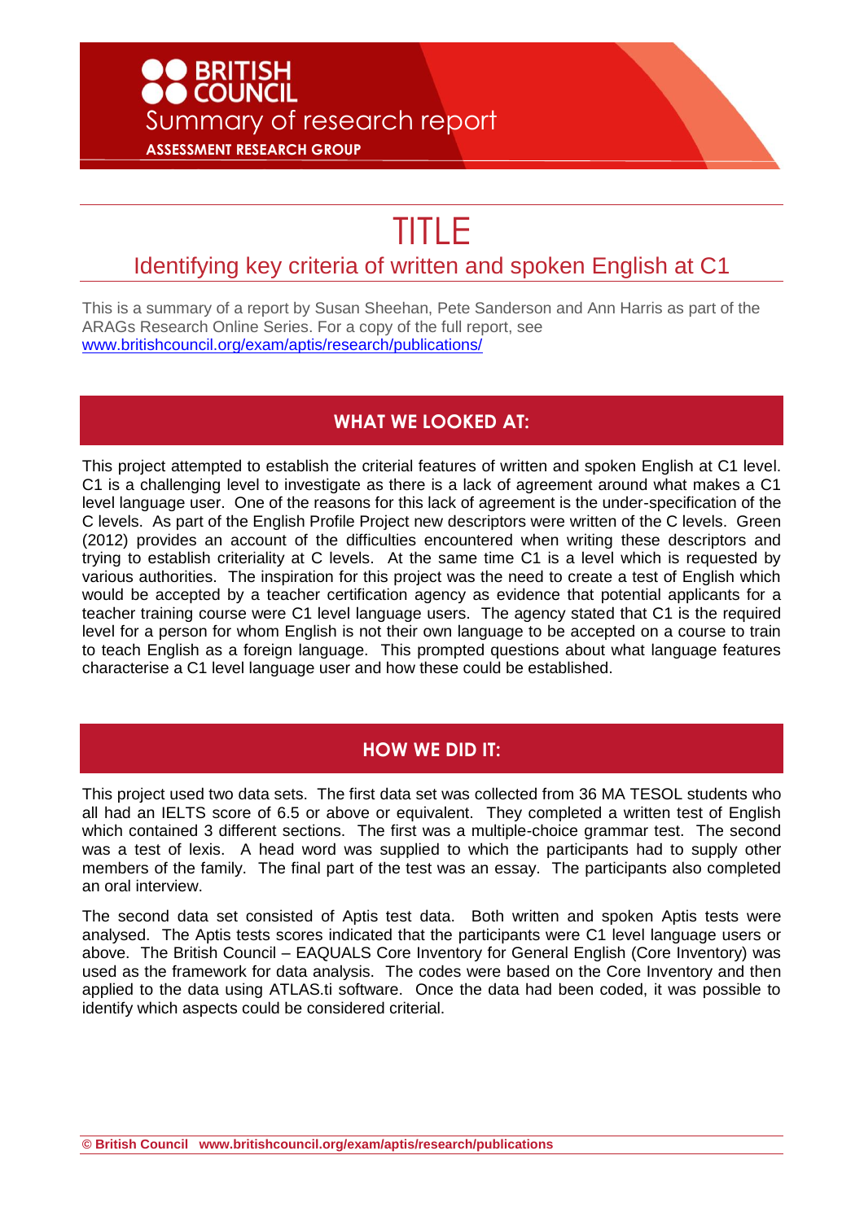BRITISH COUNCIL

Summary of research report

ASSESSMENT RESEARCH GROUP

# TITLE

## Identifying key criteria of written and spoken English at C1

This is a summary of a report by Susan Sheehan, Pete Sanderson and Ann Harris as part of the ARAGs Research Online Series. For a copy of the full report, see www.britishcouncil.org/exam/aptis/research/publications/

## WHAT WE LOOKED AT:

This project attempted to establish the criterial features of written and spoken English at C1 level. C1 is a challenging level to investigate as there is a lack of agreement around what makes a C1 level language user. One of the reasons for this lack of agreement is the under-specification of the C levels. As part of the English Profile Project new descriptors were written of the C levels. Green (2012) provides an account of the difficulties encountered when writing these descriptors and trying to establish criteriality at C levels. At the same time C1 is a level which is requested by various authorities. The inspiration for this project was the need to create a test of English which would be accepted by a teacher certification agency as evidence that potential applicants for a teacher training course were C1 level language users. The agency stated that C1 is the required level for a person for whom English is not their own language to be accepted on a course to train to teach English as a foreign language. This prompted questions about what language features characterise a C1 level language user and how these could be established.

## HOW WE DID IT:

This project used two data sets. The first data set was collected from 36 MA TESOL students who all had an IELTS score of 6.5 or above or equivalent. They completed a written test of English which contained 3 different sections. The first was a multiple-choice grammar test. The second was a test of lexis. A head word was supplied to which the participants had to supply other members of the family. The final part of the test was an essay. The participants also completed an oral interview.

The second data set consisted of Aptis test data. Both written and spoken Aptis tests were analysed. The Aptis tests scores indicated that the participants were C1 level language users or above. The British Council – EAQUALS Core Inventory for General English (Core Inventory) was used as the framework for data analysis. The codes were based on the Core Inventory and then applied to the data using ATLAS.ti software. Once the data had been coded, it was possible to identify which aspects could be considered criterial.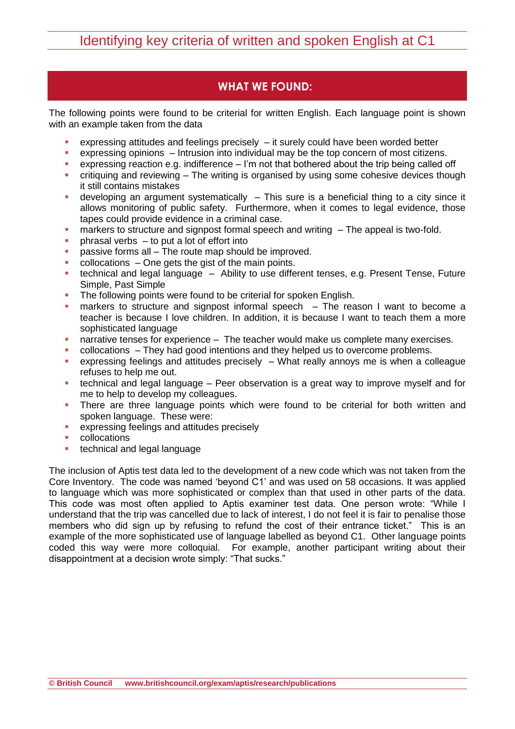## Identifying key criteria of written and spoken English at C1

## WHAT WE FOUND:

The following points were found to be criterial for written English. Each language point is shown with an example taken from the data

- expressing attitudes and feelings precisely – it surely could have been worded better
- expressing opinions – Intrusion into individual may be the top concern of most citizens.
- expressing reaction e.g. indifference – I'm not that bothered about the trip being called off
- critiquing and reviewing – The writing is organised by using some cohesive devices though it still contains mistakes
- developing an argument systematically – This sure is a beneficial thing to a city since it allows monitoring of public safety. Furthermore, when it comes to legal evidence, those tapes could provide evidence in a criminal case.
- markers to structure and signpost formal speech and writing – The appeal is two-fold.
- phrasal verbs – to put a lot of effort into
- passive forms all – The route map should be improved.
- collocations – One gets the gist of the main points.
- technical and legal language – Ability to use different tenses, e.g. Present Tense, Future Simple, Past Simple
- The following points were found to be criterial for spoken English.
- markers to structure and signpost informal speech – The reason I want to become a teacher is because I love children. In addition, it is because I want to teach them a more sophisticated language
- narrative tenses for experience – The teacher would make us complete many exercises.
- collocations – They had good intentions and they helped us to overcome problems.
- expressing feelings and attitudes precisely – What really annoys me is when a colleague refuses to help me out.
- technical and legal language – Peer observation is a great way to improve myself and for me to help to develop my colleagues.
- There are three language points which were found to be criterial for both written and spoken language. These were:
- expressing feelings and attitudes precisely
- collocations
- technical and legal language

The inclusion of Aptis test data led to the development of a new code which was not taken from the Core Inventory. The code was named 'beyond C1' and was used on 58 occasions. It was applied to language which was more sophisticated or complex than that used in other parts of the data. This code was most often applied to Aptis examiner test data. One person wrote: "While I understand that the trip was cancelled due to lack of interest, I do not feel it is fair to penalise those members who did sign up by refusing to refund the cost of their entrance ticket." This is an example of the more sophisticated use of language labelled as beyond C1. Other language points coded this way were more colloquial. For example, another participant writing about their disappointment at a decision wrote simply: "That sucks."